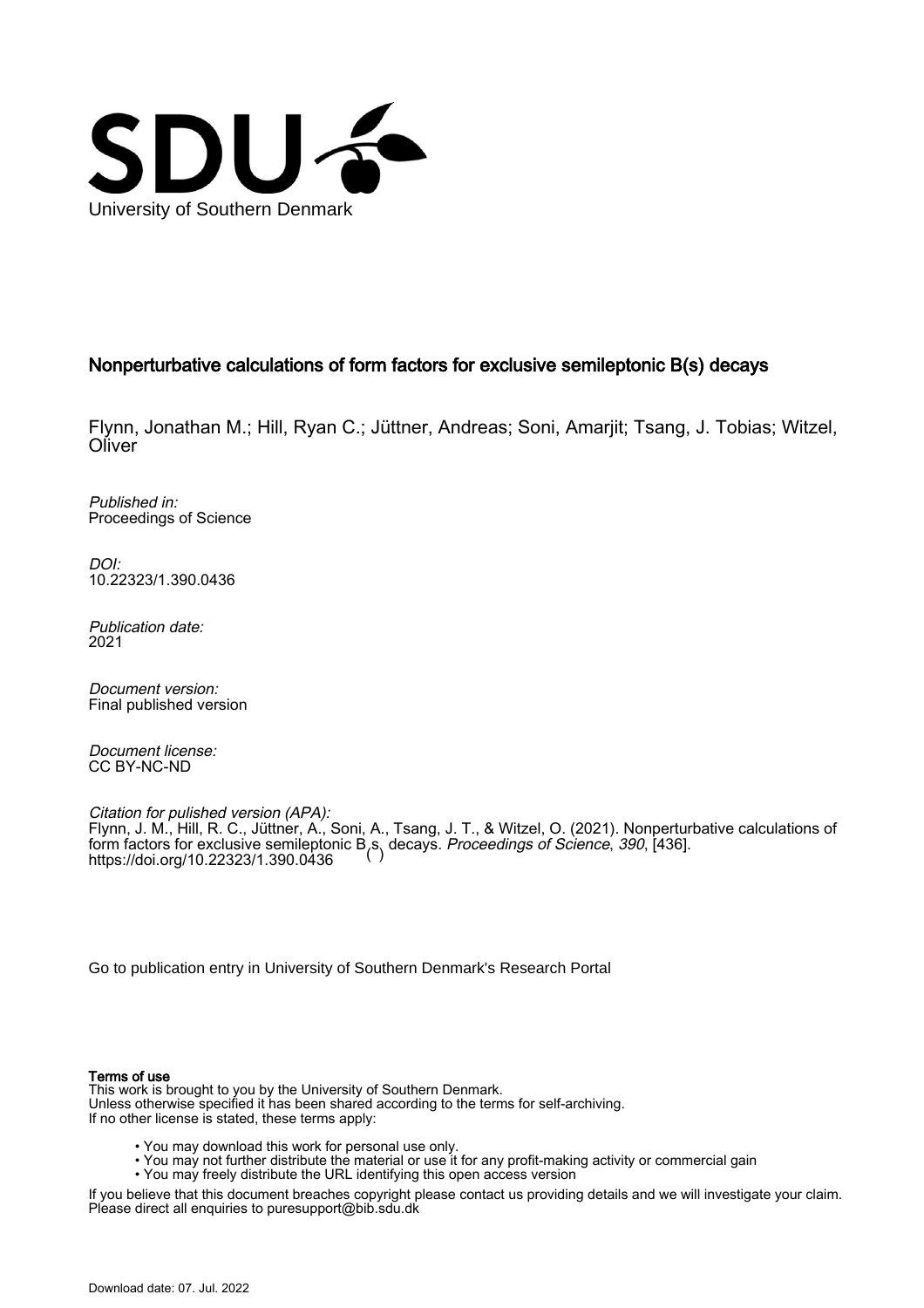University of Southern Denmark

## Nonperturbative calculations of form factors for exclusive semileptonic B(s) decays

Flynn, Jonathan M.; Hill, Ryan C.; Jüttner, Andreas; Soni, Amarjit; Tsang, J. Tobias; Witzel, Oliver

*Published in:*
Proceedings of Science

*DOI:*
10.22323/1.390.0436

*Publication date:*
2021

*Document version:*
Final published version

*Document license:*
CC BY-NC-ND

*Citation for pulished version (APA):*
Flynn, J. M., Hill, R. C., Jüttner, A., Soni, A., Tsang, J. T., & Witzel, O. (2021). Nonperturbative calculations of form factors for exclusive semileptonic $B_{(s)}$ decays. *Proceedings of Science*, *390*, [436]. https://doi.org/10.22323/1.390.0436

Go to publication entry in University of Southern Denmark's Research Portal

**Terms of use**
This work is brought to you by the University of Southern Denmark.
Unless otherwise specified it has been shared according to the terms for self-archiving.
If no other license is stated, these terms apply:

- You may download this work for personal use only.
- You may not further distribute the material or use it for any profit-making activity or commercial gain
- You may freely distribute the URL identifying this open access version

If you believe that this document breaches copyright please contact us providing details and we will investigate your claim.
Please direct all enquiries to puresupport@bib.sdu.dk

Download date: 07. Jul. 2022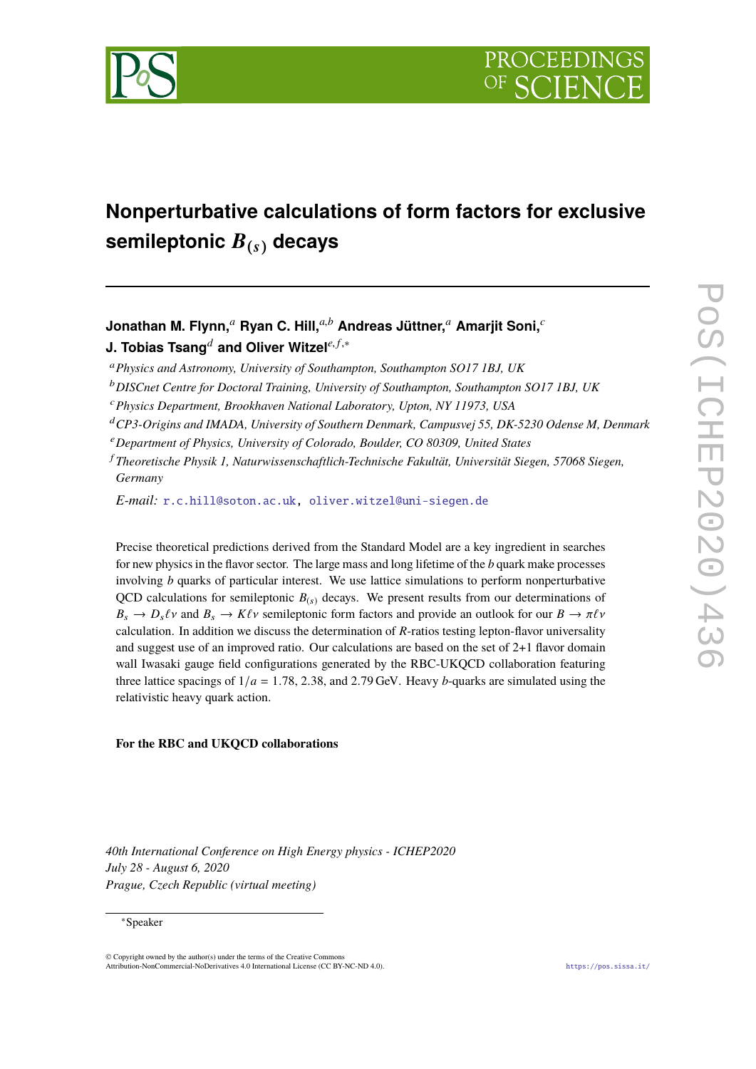# Nonperturbative calculations of form factors for exclusive semileptonic $B_{(s)}$ decays

**Jonathan M. Flynn,**[a] **Ryan C. Hill,**[a,b] **Andreas Jüttner,**[a] **Amarjit Soni,**[c] **J. Tobias Tsang**[d] **and Oliver Witzel**[e,f,*]

[a] *Physics and Astronomy, University of Southampton, Southampton SO17 1BJ, UK*

[b] *DISCnet Centre for Doctoral Training, University of Southampton, Southampton SO17 1BJ, UK*

[c] *Physics Department, Brookhaven National Laboratory, Upton, NY 11973, USA*

[d] *CP3-Origins and IMADA, University of Southern Denmark, Campusvej 55, DK-5230 Odense M, Denmark*

[e] *Department of Physics, University of Colorado, Boulder, CO 80309, United States*

[f] *Theoretische Physik 1, Naturwissenschaftlich-Technische Fakultät, Universität Siegen, 57068 Siegen, Germany*

*E-mail:* r.c.hill@soton.ac.uk, oliver.witzel@uni-siegen.de

Precise theoretical predictions derived from the Standard Model are a key ingredient in searches for new physics in the flavor sector. The large mass and long lifetime of the $b$ quark make processes involving $b$ quarks of particular interest. We use lattice simulations to perform nonperturbative QCD calculations for semileptonic $B_{(s)}$ decays. We present results from our determinations of $B_s \to D_s\ell\nu$ and $B_s \to K\ell\nu$ semileptonic form factors and provide an outlook for our $B \to \pi\ell\nu$ calculation. In addition we discuss the determination of $R$-ratios testing lepton-flavor universality and suggest use of an improved ratio. Our calculations are based on the set of 2+1 flavor domain wall Iwasaki gauge field configurations generated by the RBC-UKQCD collaboration featuring three lattice spacings of $1/a = 1.78$, $2.38$, and $2.79$ GeV. Heavy $b$-quarks are simulated using the relativistic heavy quark action.

**For the RBC and UKQCD collaborations**

*40th International Conference on High Energy physics - ICHEP2020*
*July 28 - August 6, 2020*
*Prague, Czech Republic (virtual meeting)*

*Speaker

© Copyright owned by the author(s) under the terms of the Creative Commons Attribution-NonCommercial-NoDerivatives 4.0 International License (CC BY-NC-ND 4.0).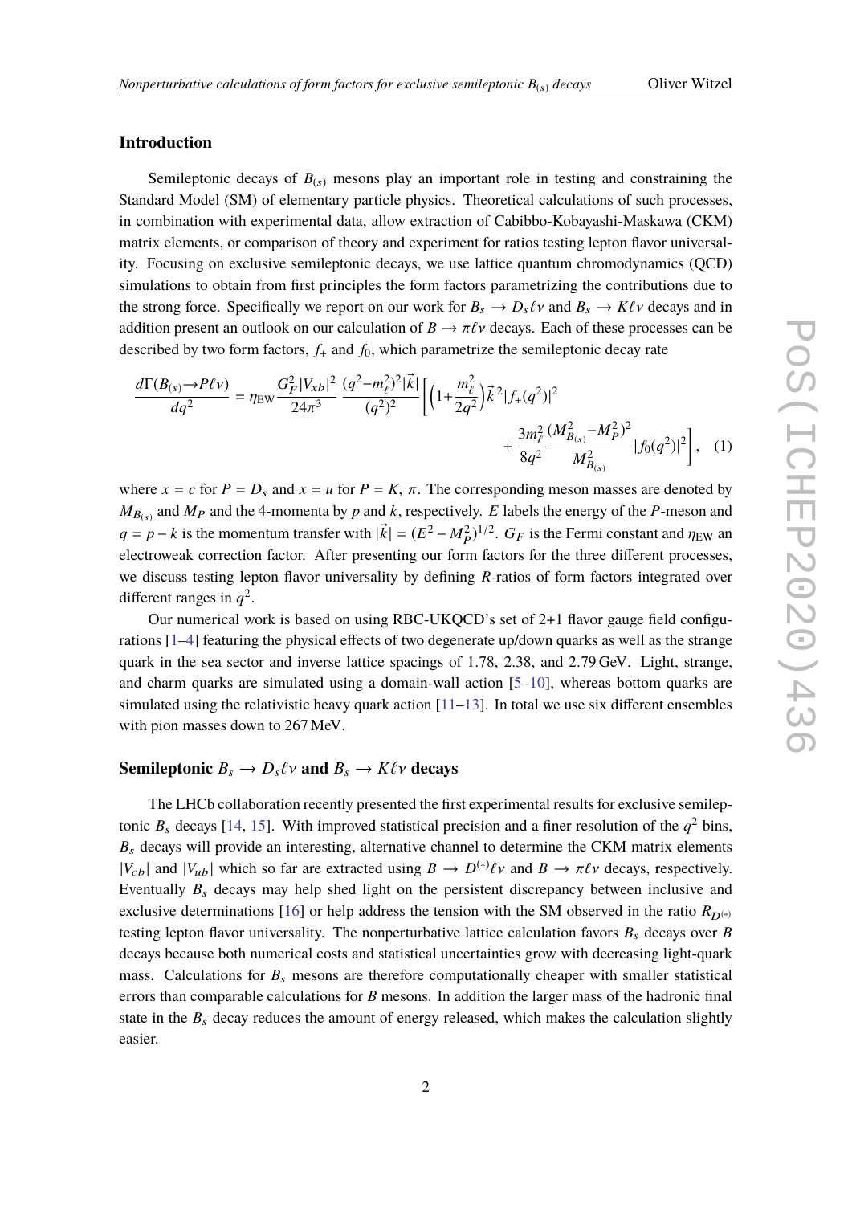## Introduction

Semileptonic decays of $B_{(s)}$ mesons play an important role in testing and constraining the Standard Model (SM) of elementary particle physics. Theoretical calculations of such processes, in combination with experimental data, allow extraction of Cabibbo-Kobayashi-Maskawa (CKM) matrix elements, or comparison of theory and experiment for ratios testing lepton flavor universality. Focusing on exclusive semileptonic decays, we use lattice quantum chromodynamics (QCD) simulations to obtain from first principles the form factors parametrizing the contributions due to the strong force. Specifically we report on our work for $B_s \to D_s \ell\nu$ and $B_s \to K\ell\nu$ decays and in addition present an outlook on our calculation of $B \to \pi\ell\nu$ decays. Each of these processes can be described by two form factors, $f_+$ and $f_0$, which parametrize the semileptonic decay rate

$$\frac{d\Gamma(B_{(s)}\to P\ell\nu)}{dq^2} = \eta_{\text{EW}} \frac{G_F^2 |V_{xb}|^2}{24\pi^3} \frac{(q^2-m_\ell^2)^2|\vec{k}|}{(q^2)^2} \left[ \left(1+\frac{m_\ell^2}{2q^2}\right)\vec{k}^{\,2}|f_+(q^2)|^2 + \frac{3m_\ell^2}{8q^2}\frac{(M_{B_{(s)}}^2-M_P^2)^2}{M_{B_{(s)}}^2}|f_0(q^2)|^2 \right], \quad (1)$$

where $x = c$ for $P = D_s$ and $x = u$ for $P = K$, $\pi$. The corresponding meson masses are denoted by $M_{B_{(s)}}$ and $M_P$ and the 4-momenta by $p$ and $k$, respectively. $E$ labels the energy of the $P$-meson and $q = p - k$ is the momentum transfer with $|\vec{k}| = (E^2 - M_P^2)^{1/2}$. $G_F$ is the Fermi constant and $\eta_{\text{EW}}$ an electroweak correction factor. After presenting our form factors for the three different processes, we discuss testing lepton flavor universality by defining $R$-ratios of form factors integrated over different ranges in $q^2$.

Our numerical work is based on using RBC-UKQCD's set of 2+1 flavor gauge field configurations [1–4] featuring the physical effects of two degenerate up/down quarks as well as the strange quark in the sea sector and inverse lattice spacings of 1.78, 2.38, and 2.79 GeV. Light, strange, and charm quarks are simulated using a domain-wall action [5–10], whereas bottom quarks are simulated using the relativistic heavy quark action [11–13]. In total we use six different ensembles with pion masses down to 267 MeV.

## Semileptonic $B_s \to D_s\ell\nu$ and $B_s \to K\ell\nu$ decays

The LHCb collaboration recently presented the first experimental results for exclusive semileptonic $B_s$ decays [14, 15]. With improved statistical precision and a finer resolution of the $q^2$ bins, $B_s$ decays will provide an interesting, alternative channel to determine the CKM matrix elements $|V_{cb}|$ and $|V_{ub}|$ which so far are extracted using $B \to D^{(*)}\ell\nu$ and $B \to \pi\ell\nu$ decays, respectively. Eventually $B_s$ decays may help shed light on the persistent discrepancy between inclusive and exclusive determinations [16] or help address the tension with the SM observed in the ratio $R_{D^{(*)}}$ testing lepton flavor universality. The nonperturbative lattice calculation favors $B_s$ decays over $B$ decays because both numerical costs and statistical uncertainties grow with decreasing light-quark mass. Calculations for $B_s$ mesons are therefore computationally cheaper with smaller statistical errors than comparable calculations for $B$ mesons. In addition the larger mass of the hadronic final state in the $B_s$ decay reduces the amount of energy released, which makes the calculation slightly easier.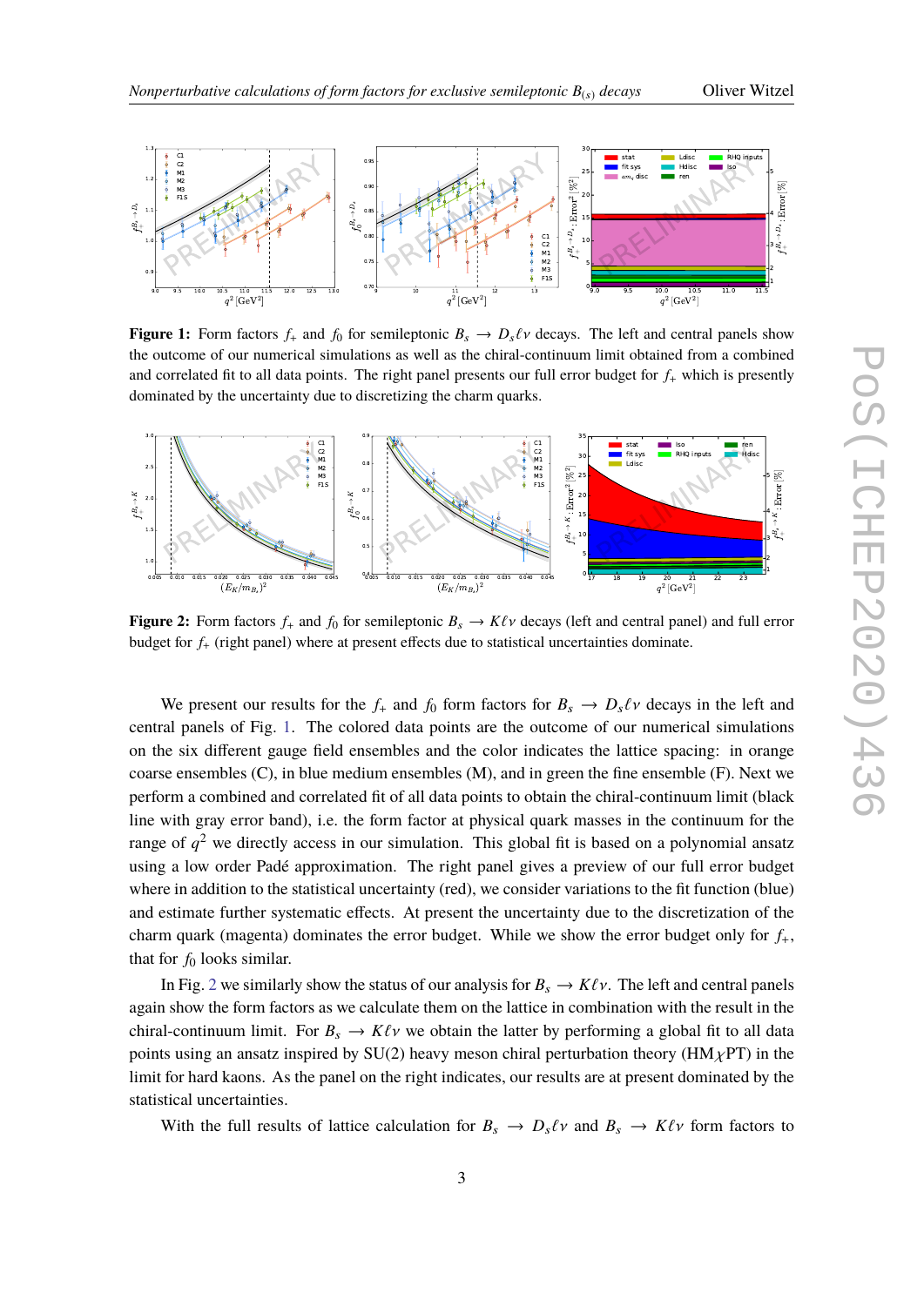**Figure 1:** Form factors $f_+$ and $f_0$ for semileptonic $B_s \to D_s \ell \nu$ decays. The left and central panels show the outcome of our numerical simulations as well as the chiral-continuum limit obtained from a combined and correlated fit to all data points. The right panel presents our full error budget for $f_+$ which is presently dominated by the uncertainty due to discretizing the charm quarks.

**Figure 2:** Form factors $f_+$ and $f_0$ for semileptonic $B_s \to K \ell \nu$ decays (left and central panel) and full error budget for $f_+$ (right panel) where at present effects due to statistical uncertainties dominate.

We present our results for the $f_+$ and $f_0$ form factors for $B_s \to D_s \ell \nu$ decays in the left and central panels of Fig. 1. The colored data points are the outcome of our numerical simulations on the six different gauge field ensembles and the color indicates the lattice spacing: in orange coarse ensembles (C), in blue medium ensembles (M), and in green the fine ensemble (F). Next we perform a combined and correlated fit of all data points to obtain the chiral-continuum limit (black line with gray error band), i.e. the form factor at physical quark masses in the continuum for the range of $q^2$ we directly access in our simulation. This global fit is based on a polynomial ansatz using a low order Padé approximation. The right panel gives a preview of our full error budget where in addition to the statistical uncertainty (red), we consider variations to the fit function (blue) and estimate further systematic effects. At present the uncertainty due to the discretization of the charm quark (magenta) dominates the error budget. While we show the error budget only for $f_+$, that for $f_0$ looks similar.

In Fig. 2 we similarly show the status of our analysis for $B_s \to K \ell \nu$. The left and central panels again show the form factors as we calculate them on the lattice in combination with the result in the chiral-continuum limit. For $B_s \to K \ell \nu$ we obtain the latter by performing a global fit to all data points using an ansatz inspired by SU(2) heavy meson chiral perturbation theory (HM$\chi$PT) in the limit for hard kaons. As the panel on the right indicates, our results are at present dominated by the statistical uncertainties.

With the full results of lattice calculation for $B_s \to D_s \ell \nu$ and $B_s \to K \ell \nu$ form factors to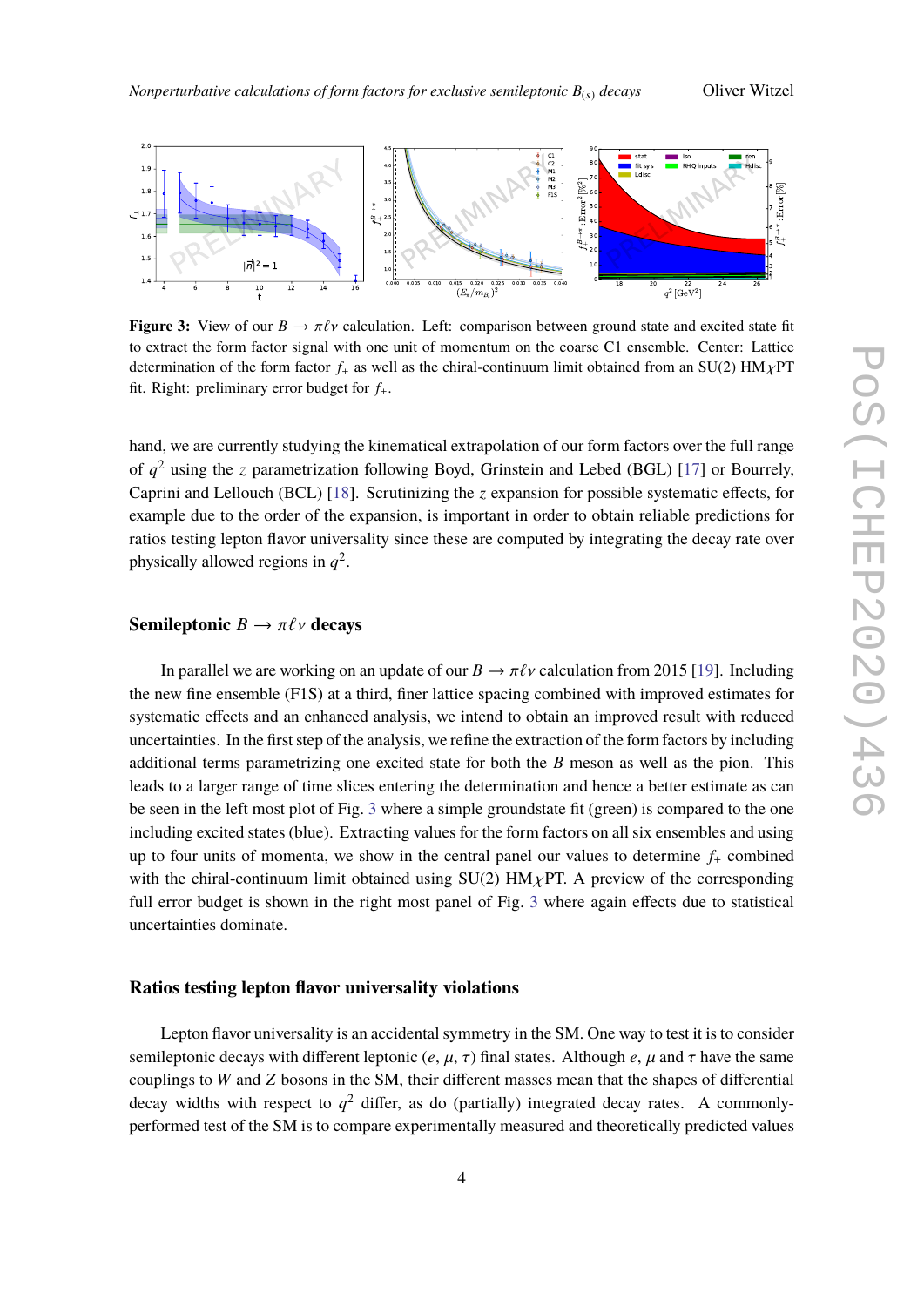**Figure 3:** View of our $B \to \pi\ell\nu$ calculation. Left: comparison between ground state and excited state fit to extract the form factor signal with one unit of momentum on the coarse C1 ensemble. Center: Lattice determination of the form factor $f_+$ as well as the chiral-continuum limit obtained from an SU(2) HM$\chi$PT fit. Right: preliminary error budget for $f_+$.

hand, we are currently studying the kinematical extrapolation of our form factors over the full range of $q^2$ using the $z$ parametrization following Boyd, Grinstein and Lebed (BGL) [17] or Bourrely, Caprini and Lellouch (BCL) [18]. Scrutinizing the $z$ expansion for possible systematic effects, for example due to the order of the expansion, is important in order to obtain reliable predictions for ratios testing lepton flavor universality since these are computed by integrating the decay rate over physically allowed regions in $q^2$.

### Semileptonic $B \to \pi\ell\nu$ decays

In parallel we are working on an update of our $B \to \pi\ell\nu$ calculation from 2015 [19]. Including the new fine ensemble (F1S) at a third, finer lattice spacing combined with improved estimates for systematic effects and an enhanced analysis, we intend to obtain an improved result with reduced uncertainties. In the first step of the analysis, we refine the extraction of the form factors by including additional terms parametrizing one excited state for both the $B$ meson as well as the pion. This leads to a larger range of time slices entering the determination and hence a better estimate as can be seen in the left most plot of Fig. 3 where a simple groundstate fit (green) is compared to the one including excited states (blue). Extracting values for the form factors on all six ensembles and using up to four units of momenta, we show in the central panel our values to determine $f_+$ combined with the chiral-continuum limit obtained using SU(2) HM$\chi$PT. A preview of the corresponding full error budget is shown in the right most panel of Fig. 3 where again effects due to statistical uncertainties dominate.

### Ratios testing lepton flavor universality violations

Lepton flavor universality is an accidental symmetry in the SM. One way to test it is to consider semileptonic decays with different leptonic ($e$, $\mu$, $\tau$) final states. Although $e$, $\mu$ and $\tau$ have the same couplings to $W$ and $Z$ bosons in the SM, their different masses mean that the shapes of differential decay widths with respect to $q^2$ differ, as do (partially) integrated decay rates. A commonly-performed test of the SM is to compare experimentally measured and theoretically predicted values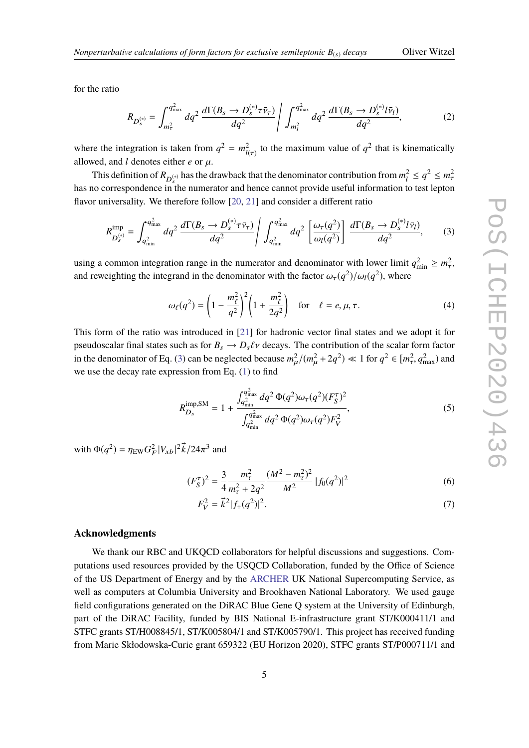for the ratio

$$R_{D_s^{(*)}} = \int_{m_\tau^2}^{q^2_{\rm max}} dq^2 \, \frac{d\Gamma(B_s \to D_s^{(*)}\tau\bar{\nu}_\tau)}{dq^2} \Bigg/ \int_{m_l^2}^{q^2_{\rm max}} dq^2 \, \frac{d\Gamma(B_s \to D_s^{(*)} l\bar{\nu}_l)}{dq^2}, \tag{2}$$

where the integration is taken from $q^2 = m^2_{l(\tau)}$ to the maximum value of $q^2$ that is kinematically allowed, and $l$ denotes either $e$ or $\mu$.

This definition of $R_{D_s^{(*)}}$ has the drawback that the denominator contribution from $m_l^2 \le q^2 \le m_\tau^2$ has no correspondence in the numerator and hence cannot provide useful information to test lepton flavor universality. We therefore follow [20, 21] and consider a different ratio

$$R^{\rm imp}_{D_s^{(*)}} = \int_{q^2_{\rm min}}^{q^2_{\rm max}} dq^2 \, \frac{d\Gamma(B_s \to D_s^{(*)}\tau\bar{\nu}_\tau)}{dq^2} \Bigg/ \int_{q^2_{\rm min}}^{q^2_{\rm max}} dq^2 \, \left[\frac{\omega_\tau(q^2)}{\omega_l(q^2)}\right] \frac{d\Gamma(B_s \to D_s^{(*)} l\bar{\nu}_l)}{dq^2}, \tag{3}$$

using a common integration range in the numerator and denominator with lower limit $q^2_{\rm min} \ge m_\tau^2$, and reweighting the integrand in the denominator with the factor $\omega_\tau(q^2)/\omega_l(q^2)$, where

$$\omega_\ell(q^2) = \left(1 - \frac{m_\ell^2}{q^2}\right)^2 \left(1 + \frac{m_\ell^2}{2q^2}\right) \quad \text{for} \quad \ell = e, \mu, \tau. \tag{4}$$

This form of the ratio was introduced in [21] for hadronic vector final states and we adopt it for pseudoscalar final states such as for $B_s \to D_s \ell\nu$ decays. The contribution of the scalar form factor in the denominator of Eq. (3) can be neglected because $m_\mu^2/(m_\mu^2 + 2q^2) \ll 1$ for $q^2 \in [m_\tau^2, q^2_{\rm max})$ and we use the decay rate expression from Eq. (1) to find

$$R^{\rm imp,SM}_{D_s} = 1 + \frac{\int_{q^2_{\rm min}}^{q^2_{\rm max}} dq^2 \, \Phi(q^2)\omega_\tau(q^2)(F_S^\tau)^2}{\int_{q^2_{\rm min}}^{q^2_{\rm max}} dq^2 \, \Phi(q^2)\omega_\tau(q^2)F_V^2}, \tag{5}$$

with $\Phi(q^2) = \eta_{\rm EW} G_F^2 |V_{xb}|^2 \vec{k}/24\pi^3$ and

$$(F_S^\tau)^2 = \frac{3}{4}\frac{m_\tau^2}{m_\tau^2 + 2q^2}\frac{(M^2 - m_\tau^2)^2}{M^2}\,|f_0(q^2)|^2 \tag{6}$$

$$F_V^2 = \vec{k}^2 |f_+(q^2)|^2. \tag{7}$$

## Acknowledgments

We thank our RBC and UKQCD collaborators for helpful discussions and suggestions. Computations used resources provided by the USQCD Collaboration, funded by the Office of Science of the US Department of Energy and by the ARCHER UK National Supercomputing Service, as well as computers at Columbia University and Brookhaven National Laboratory. We used gauge field configurations generated on the DiRAC Blue Gene Q system at the University of Edinburgh, part of the DiRAC Facility, funded by BIS National E-infrastructure grant ST/K000411/1 and STFC grants ST/H008845/1, ST/K005804/1 and ST/K005790/1. This project has received funding from Marie Skłodowska-Curie grant 659322 (EU Horizon 2020), STFC grants ST/P000711/1 and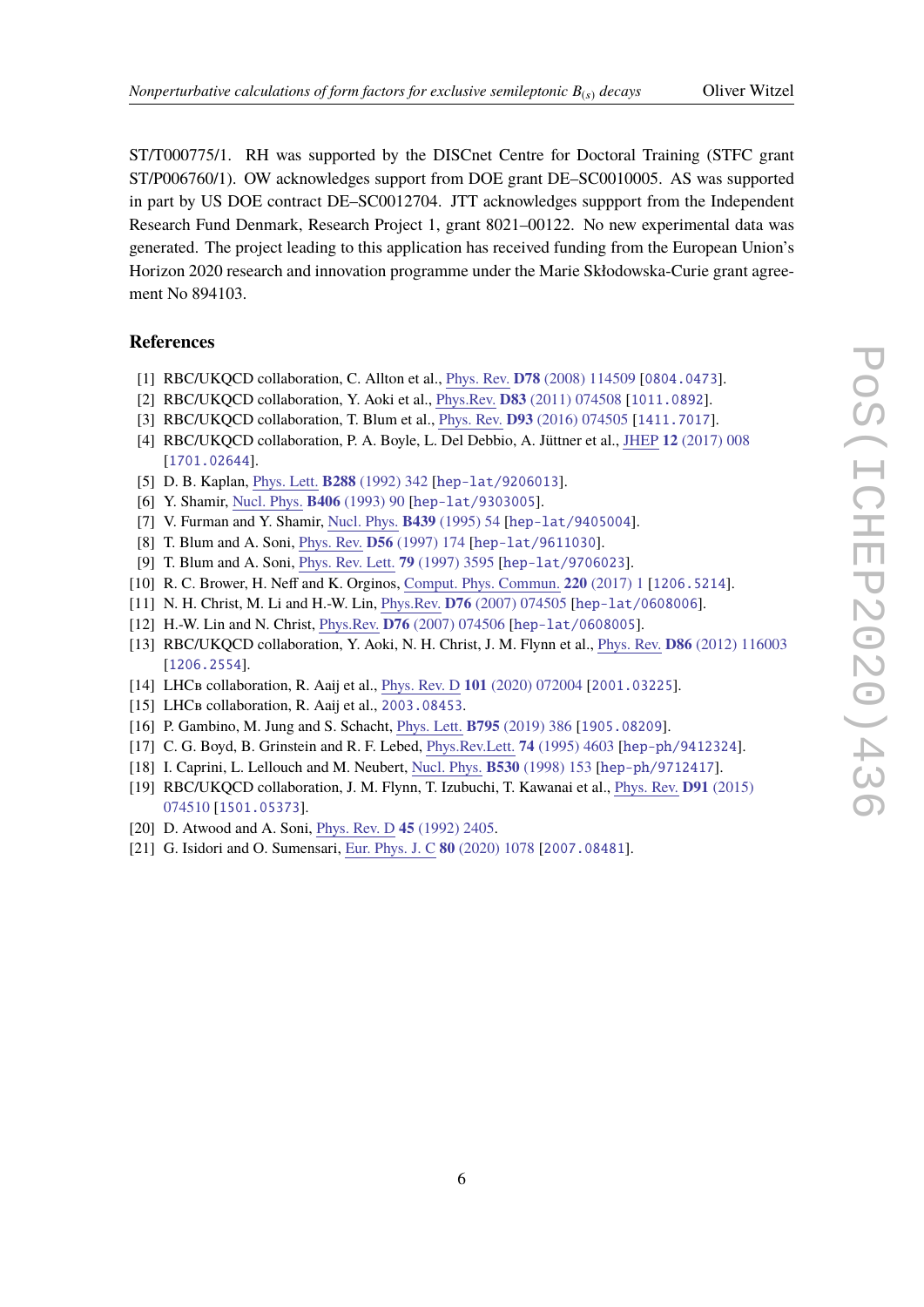ST/T000775/1. RH was supported by the DISCnet Centre for Doctoral Training (STFC grant ST/P006760/1). OW acknowledges support from DOE grant DE–SC0010005. AS was supported in part by US DOE contract DE–SC0012704. JTT acknowledges suppport from the Independent Research Fund Denmark, Research Project 1, grant 8021–00122. No new experimental data was generated. The project leading to this application has received funding from the European Union's Horizon 2020 research and innovation programme under the Marie Skłodowska-Curie grant agreement No 894103.

## References

[1] RBC/UKQCD collaboration, C. Allton et al., Phys. Rev. **D78** (2008) 114509 [0804.0473].

[2] RBC/UKQCD collaboration, Y. Aoki et al., Phys.Rev. **D83** (2011) 074508 [1011.0892].

[3] RBC/UKQCD collaboration, T. Blum et al., Phys. Rev. **D93** (2016) 074505 [1411.7017].

[4] RBC/UKQCD collaboration, P. A. Boyle, L. Del Debbio, A. Jüttner et al., JHEP **12** (2017) 008 [1701.02644].

[5] D. B. Kaplan, Phys. Lett. **B288** (1992) 342 [hep-lat/9206013].

[6] Y. Shamir, Nucl. Phys. **B406** (1993) 90 [hep-lat/9303005].

[7] V. Furman and Y. Shamir, Nucl. Phys. **B439** (1995) 54 [hep-lat/9405004].

[8] T. Blum and A. Soni, Phys. Rev. **D56** (1997) 174 [hep-lat/9611030].

[9] T. Blum and A. Soni, Phys. Rev. Lett. **79** (1997) 3595 [hep-lat/9706023].

[10] R. C. Brower, H. Neff and K. Orginos, Comput. Phys. Commun. **220** (2017) 1 [1206.5214].

[11] N. H. Christ, M. Li and H.-W. Lin, Phys.Rev. **D76** (2007) 074505 [hep-lat/0608006].

[12] H.-W. Lin and N. Christ, Phys.Rev. **D76** (2007) 074506 [hep-lat/0608005].

[13] RBC/UKQCD collaboration, Y. Aoki, N. H. Christ, J. M. Flynn et al., Phys. Rev. **D86** (2012) 116003 [1206.2554].

[14] LHCb collaboration, R. Aaij et al., Phys. Rev. D **101** (2020) 072004 [2001.03225].

[15] LHCb collaboration, R. Aaij et al., 2003.08453.

[16] P. Gambino, M. Jung and S. Schacht, Phys. Lett. **B795** (2019) 386 [1905.08209].

[17] C. G. Boyd, B. Grinstein and R. F. Lebed, Phys.Rev.Lett. **74** (1995) 4603 [hep-ph/9412324].

[18] I. Caprini, L. Lellouch and M. Neubert, Nucl. Phys. **B530** (1998) 153 [hep-ph/9712417].

[19] RBC/UKQCD collaboration, J. M. Flynn, T. Izubuchi, T. Kawanai et al., Phys. Rev. **D91** (2015) 074510 [1501.05373].

[20] D. Atwood and A. Soni, Phys. Rev. D **45** (1992) 2405.

[21] G. Isidori and O. Sumensari, Eur. Phys. J. C **80** (2020) 1078 [2007.08481].